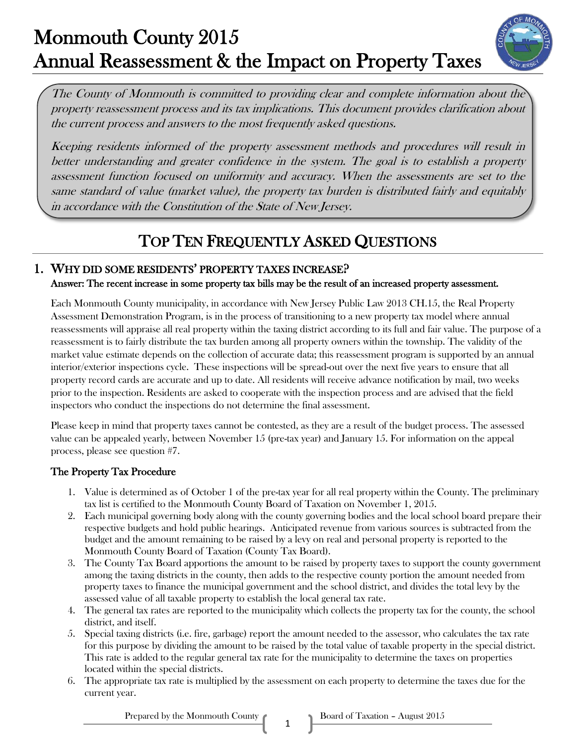# Monmouth County 2015 Annual Reassessment & the Impact on Property Taxes

*The County of Monmouth is committed to providing clear and complete information about the property reassessment process and its tax implications. This document provides clarification about the current process and answers to the most frequently asked questions.*

*Keeping residents informed of the property assessment methods and procedures will result in better understanding and greater confidence in the system. The goal is to establish a property assessment function focused on uniformity and accuracy. When the assessments are set to the same standard of value (market value), the property tax burden is distributed fairly and equitably in accordance with the Constitution of the State of New Jersey.*

## Top Ten Frequently Asked Questions

### 1. Why did some residents' property taxes increase?

**Answer: The recent increase in some property tax bills may be the result of an increased property assessment.**

Each Monmouth County municipality, in accordance with New Jersey Public Law 2013 CH.15, the Real Property Assessment Demonstration Program, is in the process of transitioning to a new property tax model where annual reassessments will appraise all real property within the taxing district according to its full and fair value. The purpose of a reassessment is to fairly distribute the tax burden among all property owners within the township. The validity of the market value estimate depends on the collection of accurate data; this reassessment program is supported by an annual interior/exterior inspections cycle. These inspections will be spread-out over the next five years to ensure that all property record cards are accurate and up to date. All residents will receive advance notification by mail, two weeks prior to the inspection. Residents are asked to cooperate with the inspection process and are advised that the field inspectors who conduct the inspections do not determine the final assessment.

Please keep in mind that property taxes cannot be contested, as they are a result of the budget process. The assessed value can be appealed yearly, between November 15 (pre-tax year) and January 15. For information on the appeal process, please see question #7.

#### The Property Tax Procedure

1. Value is determined as of October 1 of the pre-tax year for all real property within the County. The preliminary tax list is certified to the Monmouth County Board of Taxation on November 1, 2015.
2. Each municipal governing body along with the county governing bodies and the local school board prepare their respective budgets and hold public hearings. Anticipated revenue from various sources is subtracted from the budget and the amount remaining to be raised by a levy on real and personal property is reported to the Monmouth County Board of Taxation (County Tax Board).
3. The County Tax Board apportions the amount to be raised by property taxes to support the county government among the taxing districts in the county, then adds to the respective county portion the amount needed from property taxes to finance the municipal government and the school district, and divides the total levy by the assessed value of all taxable property to establish the local general tax rate.
4. The general tax rates are reported to the municipality which collects the property tax for the county, the school district, and itself.
5. Special taxing districts (i.e. fire, garbage) report the amount needed to the assessor, who calculates the tax rate for this purpose by dividing the amount to be raised by the total value of taxable property in the special district. This rate is added to the regular general tax rate for the municipality to determine the taxes on properties located within the special districts.
6. The appropriate tax rate is multiplied by the assessment on each property to determine the taxes due for the current year.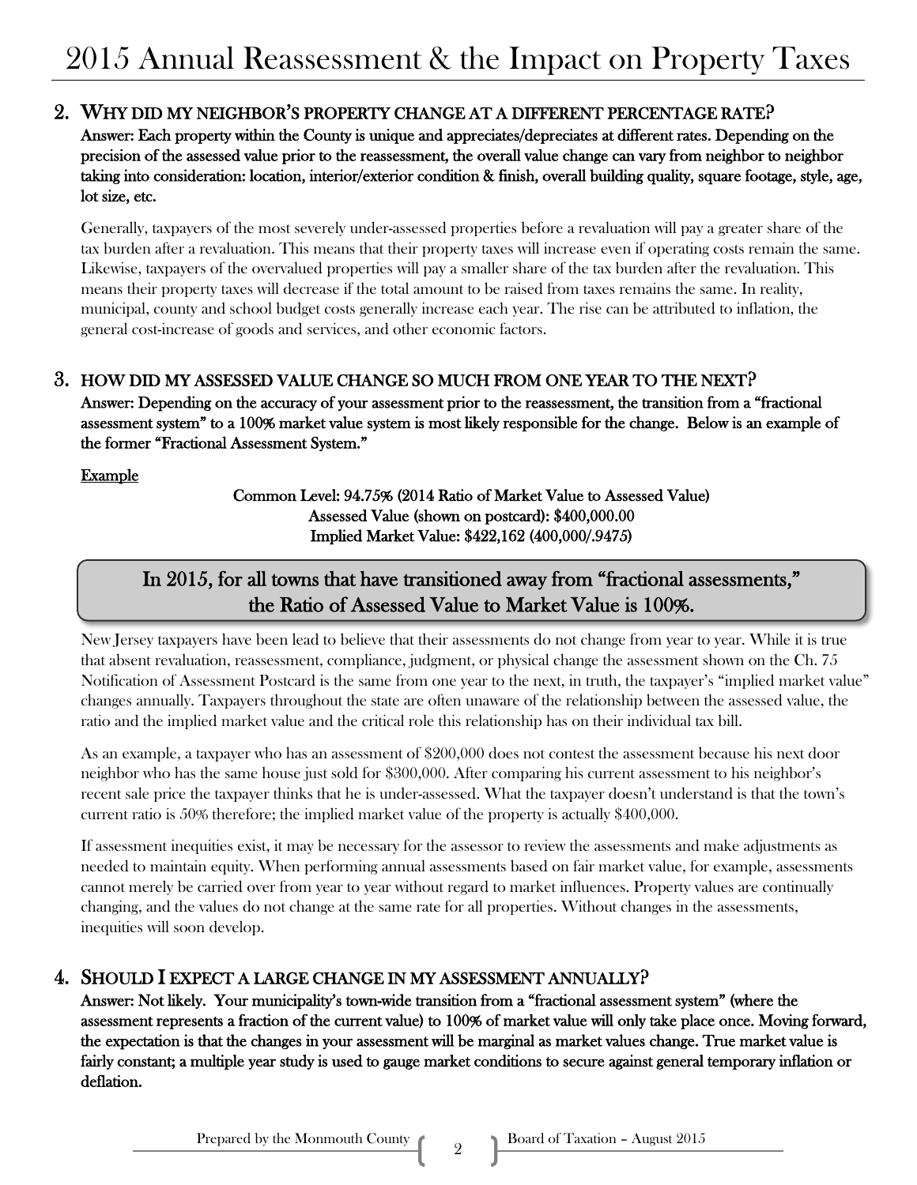## 2. WHY DID MY NEIGHBOR'S PROPERTY CHANGE AT A DIFFERENT PERCENTAGE RATE?

**Answer: Each property within the County is unique and appreciates/depreciates at different rates. Depending on the precision of the assessed value prior to the reassessment, the overall value change can vary from neighbor to neighbor taking into consideration: location, interior/exterior condition & finish, overall building quality, square footage, style, age, lot size, etc.**

Generally, taxpayers of the most severely under-assessed properties before a revaluation will pay a greater share of the tax burden after a revaluation. This means that their property taxes will increase even if operating costs remain the same. Likewise, taxpayers of the overvalued properties will pay a smaller share of the tax burden after the revaluation. This means their property taxes will decrease if the total amount to be raised from taxes remains the same. In reality, municipal, county and school budget costs generally increase each year. The rise can be attributed to inflation, the general cost-increase of goods and services, and other economic factors.

## 3. HOW DID MY ASSESSED VALUE CHANGE SO MUCH FROM ONE YEAR TO THE NEXT?

**Answer: Depending on the accuracy of your assessment prior to the reassessment, the transition from a "fractional assessment system" to a 100% market value system is most likely responsible for the change. Below is an example of the former "Fractional Assessment System."**

<u>Example</u>

**Common Level: 94.75% (2014 Ratio of Market Value to Assessed Value)**
**Assessed Value (shown on postcard): $400,000.00**
**Implied Market Value: $422,162 (400,000/.9475)**

> **In 2015, for all towns that have transitioned away from "fractional assessments," the Ratio of Assessed Value to Market Value is 100%.**

New Jersey taxpayers have been lead to believe that their assessments do not change from year to year. While it is true that absent revaluation, reassessment, compliance, judgment, or physical change the assessment shown on the Ch. 75 Notification of Assessment Postcard is the same from one year to the next, in truth, the taxpayer's "implied market value" changes annually. Taxpayers throughout the state are often unaware of the relationship between the assessed value, the ratio and the implied market value and the critical role this relationship has on their individual tax bill.

As an example, a taxpayer who has an assessment of $200,000 does not contest the assessment because his next door neighbor who has the same house just sold for $300,000. After comparing his current assessment to his neighbor's recent sale price the taxpayer thinks that he is under-assessed. What the taxpayer doesn't understand is that the town's current ratio is 50% therefore; the implied market value of the property is actually $400,000.

If assessment inequities exist, it may be necessary for the assessor to review the assessments and make adjustments as needed to maintain equity. When performing annual assessments based on fair market value, for example, assessments cannot merely be carried over from year to year without regard to market influences. Property values are continually changing, and the values do not change at the same rate for all properties. Without changes in the assessments, inequities will soon develop.

## 4. SHOULD I EXPECT A LARGE CHANGE IN MY ASSESSMENT ANNUALLY?

**Answer: Not likely. Your municipality's town-wide transition from a "fractional assessment system" (where the assessment represents a fraction of the current value) to 100% of market value will only take place once. Moving forward, the expectation is that the changes in your assessment will be marginal as market values change. True market value is fairly constant; a multiple year study is used to gauge market conditions to secure against general temporary inflation or deflation.**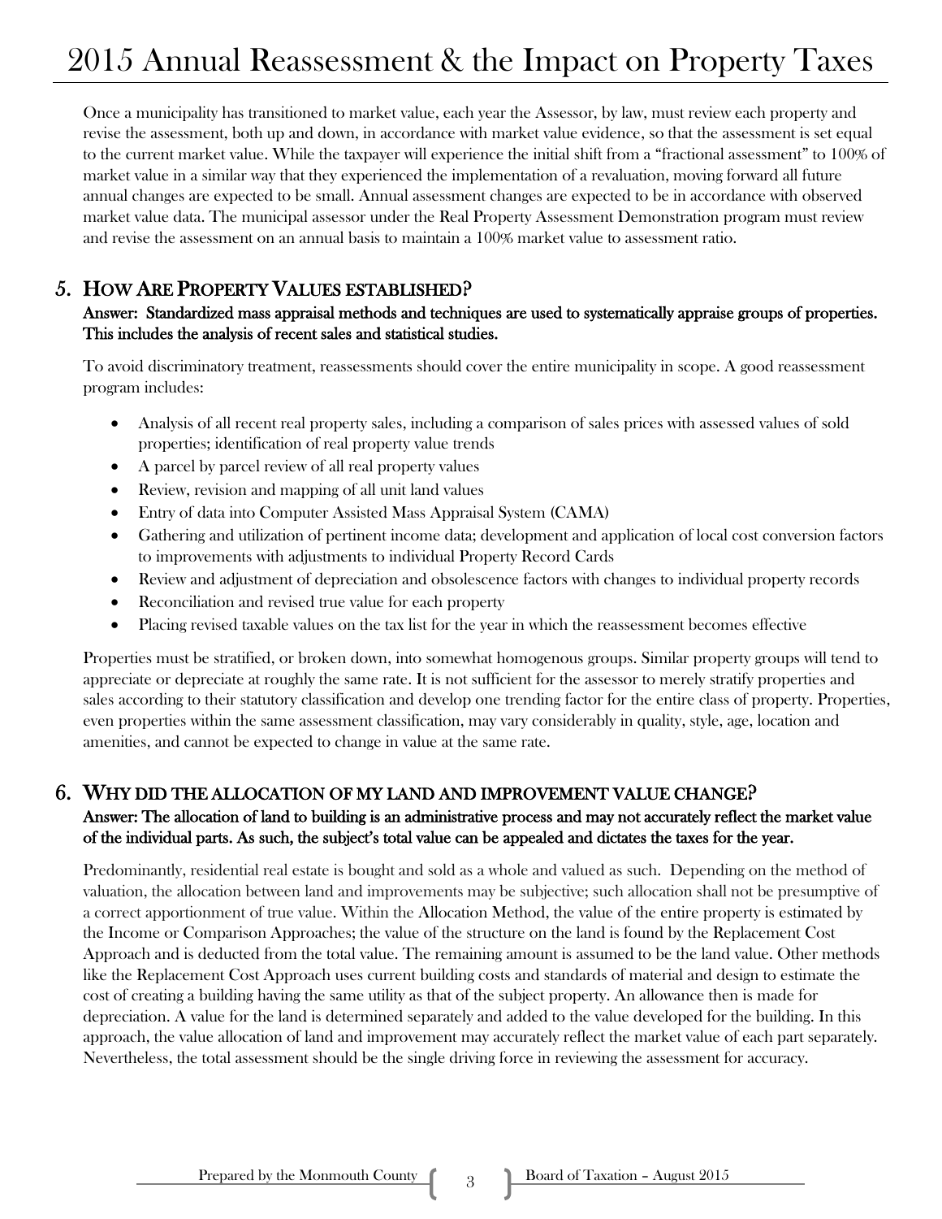Once a municipality has transitioned to market value, each year the Assessor, by law, must review each property and revise the assessment, both up and down, in accordance with market value evidence, so that the assessment is set equal to the current market value. While the taxpayer will experience the initial shift from a "fractional assessment" to 100% of market value in a similar way that they experienced the implementation of a revaluation, moving forward all future annual changes are expected to be small. Annual assessment changes are expected to be in accordance with observed market value data. The municipal assessor under the Real Property Assessment Demonstration program must review and revise the assessment on an annual basis to maintain a 100% market value to assessment ratio.

## 5. How Are Property Values established?

**Answer: Standardized mass appraisal methods and techniques are used to systematically appraise groups of properties. This includes the analysis of recent sales and statistical studies.**

To avoid discriminatory treatment, reassessments should cover the entire municipality in scope. A good reassessment program includes:

- Analysis of all recent real property sales, including a comparison of sales prices with assessed values of sold properties; identification of real property value trends
- A parcel by parcel review of all real property values
- Review, revision and mapping of all unit land values
- Entry of data into Computer Assisted Mass Appraisal System (CAMA)
- Gathering and utilization of pertinent income data; development and application of local cost conversion factors to improvements with adjustments to individual Property Record Cards
- Review and adjustment of depreciation and obsolescence factors with changes to individual property records
- Reconciliation and revised true value for each property
- Placing revised taxable values on the tax list for the year in which the reassessment becomes effective

Properties must be stratified, or broken down, into somewhat homogenous groups. Similar property groups will tend to appreciate or depreciate at roughly the same rate. It is not sufficient for the assessor to merely stratify properties and sales according to their statutory classification and develop one trending factor for the entire class of property. Properties, even properties within the same assessment classification, may vary considerably in quality, style, age, location and amenities, and cannot be expected to change in value at the same rate.

## 6. Why did the allocation of my land and improvement value change?

**Answer: The allocation of land to building is an administrative process and may not accurately reflect the market value of the individual parts. As such, the subject's total value can be appealed and dictates the taxes for the year.**

Predominantly, residential real estate is bought and sold as a whole and valued as such. Depending on the method of valuation, the allocation between land and improvements may be subjective; such allocation shall not be presumptive of a correct apportionment of true value. Within the Allocation Method, the value of the entire property is estimated by the Income or Comparison Approaches; the value of the structure on the land is found by the Replacement Cost Approach and is deducted from the total value. The remaining amount is assumed to be the land value. Other methods like the Replacement Cost Approach uses current building costs and standards of material and design to estimate the cost of creating a building having the same utility as that of the subject property. An allowance then is made for depreciation. A value for the land is determined separately and added to the value developed for the building. In this approach, the value allocation of land and improvement may accurately reflect the market value of each part separately. Nevertheless, the total assessment should be the single driving force in reviewing the assessment for accuracy.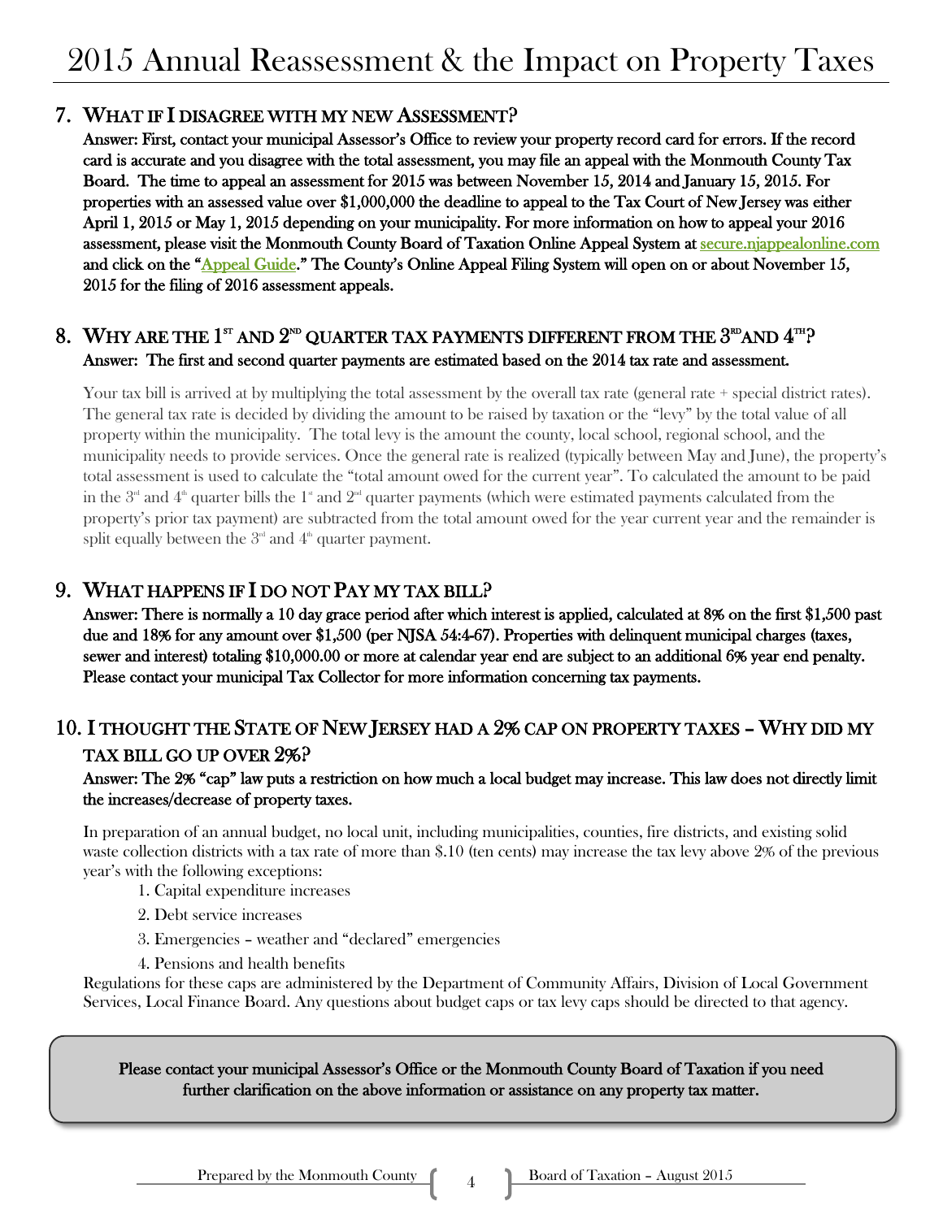# 2015 Annual Reassessment & the Impact on Property Taxes

## 7. WHAT IF I DISAGREE WITH MY NEW ASSESSMENT?

**Answer: First, contact your municipal Assessor's Office to review your property record card for errors. If the record card is accurate and you disagree with the total assessment, you may file an appeal with the Monmouth County Tax Board. The time to appeal an assessment for 2015 was between November 15, 2014 and January 15, 2015. For properties with an assessed value over $1,000,000 the deadline to appeal to the Tax Court of New Jersey was either April 1, 2015 or May 1, 2015 depending on your municipality. For more information on how to appeal your 2016 assessment, please visit the Monmouth County Board of Taxation Online Appeal System at secure.njappealonline.com and click on the "Appeal Guide." The County's Online Appeal Filing System will open on or about November 15, 2015 for the filing of 2016 assessment appeals.**

## 8. WHY ARE THE 1ST AND 2ND QUARTER TAX PAYMENTS DIFFERENT FROM THE 3RD AND 4TH?

**Answer: The first and second quarter payments are estimated based on the 2014 tax rate and assessment.**

Your tax bill is arrived at by multiplying the total assessment by the overall tax rate (general rate + special district rates). The general tax rate is decided by dividing the amount to be raised by taxation or the "levy" by the total value of all property within the municipality. The total levy is the amount the county, local school, regional school, and the municipality needs to provide services. Once the general rate is realized (typically between May and June), the property's total assessment is used to calculate the "total amount owed for the current year". To calculated the amount to be paid in the 3rd and 4th quarter bills the 1st and 2nd quarter payments (which were estimated payments calculated from the property's prior tax payment) are subtracted from the total amount owed for the year current year and the remainder is split equally between the 3rd and 4th quarter payment.

## 9. WHAT HAPPENS IF I DO NOT PAY MY TAX BILL?

**Answer: There is normally a 10 day grace period after which interest is applied, calculated at 8% on the first $1,500 past due and 18% for any amount over $1,500 (per NJSA 54:4-67). Properties with delinquent municipal charges (taxes, sewer and interest) totaling $10,000.00 or more at calendar year end are subject to an additional 6% year end penalty. Please contact your municipal Tax Collector for more information concerning tax payments.**

## 10. I THOUGHT THE STATE OF NEW JERSEY HAD A 2% CAP ON PROPERTY TAXES – WHY DID MY TAX BILL GO UP OVER 2%?

**Answer: The 2% "cap" law puts a restriction on how much a local budget may increase. This law does not directly limit the increases/decrease of property taxes.**

In preparation of an annual budget, no local unit, including municipalities, counties, fire districts, and existing solid waste collection districts with a tax rate of more than $.10 (ten cents) may increase the tax levy above 2% of the previous year's with the following exceptions:

1. Capital expenditure increases
2. Debt service increases
3. Emergencies – weather and "declared" emergencies
4. Pensions and health benefits

Regulations for these caps are administered by the Department of Community Affairs, Division of Local Government Services, Local Finance Board. Any questions about budget caps or tax levy caps should be directed to that agency.

**Please contact your municipal Assessor's Office or the Monmouth County Board of Taxation if you need further clarification on the above information or assistance on any property tax matter.**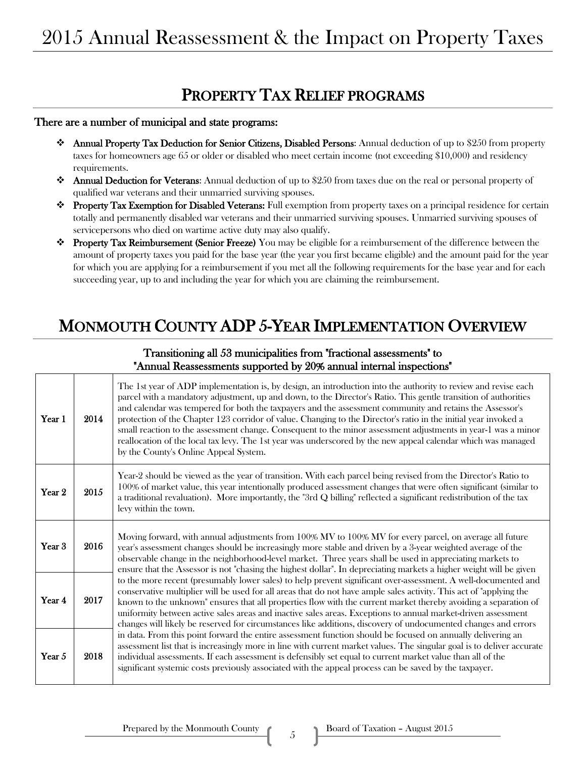## Property Tax Relief Programs

**There are a number of municipal and state programs:**

- **Annual Property Tax Deduction for Senior Citizens, Disabled Persons**: Annual deduction of up to $250 from property taxes for homeowners age 65 or older or disabled who meet certain income (not exceeding $10,000) and residency requirements.
- **Annual Deduction for Veterans**: Annual deduction of up to $250 from taxes due on the real or personal property of qualified war veterans and their unmarried surviving spouses.
- **Property Tax Exemption for Disabled Veterans:** Full exemption from property taxes on a principal residence for certain totally and permanently disabled war veterans and their unmarried surviving spouses. Unmarried surviving spouses of servicepersons who died on wartime active duty may also qualify.
- **Property Tax Reimbursement (Senior Freeze)** You may be eligible for a reimbursement of the difference between the amount of property taxes you paid for the base year (the year you first became eligible) and the amount paid for the year for which you are applying for a reimbursement if you met all the following requirements for the base year and for each succeeding year, up to and including the year for which you are claiming the reimbursement.

## Monmouth County ADP 5-Year Implementation Overview

**Transitioning all 53 municipalities from "fractional assessments" to "Annual Reassessments supported by 20% annual internal inspections"**

| | | |
|---|---|---|
| **Year 1** | **2014** | The 1st year of ADP implementation is, by design, an introduction into the authority to review and revise each parcel with a mandatory adjustment, up and down, to the Director's Ratio. This gentle transition of authorities and calendar was tempered for both the taxpayers and the assessment community and retains the Assessor's protection of the Chapter 123 corridor of value. Changing to the Director's ratio in the initial year invoked a small reaction to the assessment change. Consequent to the minor assessment adjustments in year-1 was a minor reallocation of the local tax levy. The 1st year was underscored by the new appeal calendar which was managed by the County's Online Appeal System. |
| **Year 2** | **2015** | Year-2 should be viewed as the year of transition. With each parcel being revised from the Director's Ratio to 100% of market value, this year intentionally produced assessment changes that were often significant (similar to a traditional revaluation). More importantly, the "3rd Q billing" reflected a significant redistribution of the tax levy within the town. |
| **Year 3** | **2016** | Moving forward, with annual adjustments from 100% MV to 100% MV for every parcel, on average all future year's assessment changes should be increasingly more stable and driven by a 3-year weighted average of the observable change in the neighborhood-level market. Three years shall be used in appreciating markets to ensure that the Assessor is not "chasing the highest dollar". In depreciating markets a higher weight will be given to the more recent (presumably lower sales) to help prevent significant over-assessment. A well-documented and conservative multiplier will be used for all areas that do not have ample sales activity. This act of "applying the known to the unknown" ensures that all properties flow with the current market thereby avoiding a separation of uniformity between active sales areas and inactive sales areas. Exceptions to annual market-driven assessment changes will likely be reserved for circumstances like additions, discovery of undocumented changes and errors in data. From this point forward the entire assessment function should be focused on annually delivering an assessment list that is increasingly more in line with current market values. The singular goal is to deliver accurate individual assessments. If each assessment is defensibly set equal to current market value than all of the significant systemic costs previously associated with the appeal process can be saved by the taxpayer. |
| **Year 4** | **2017** | |
| **Year 5** | **2018** | |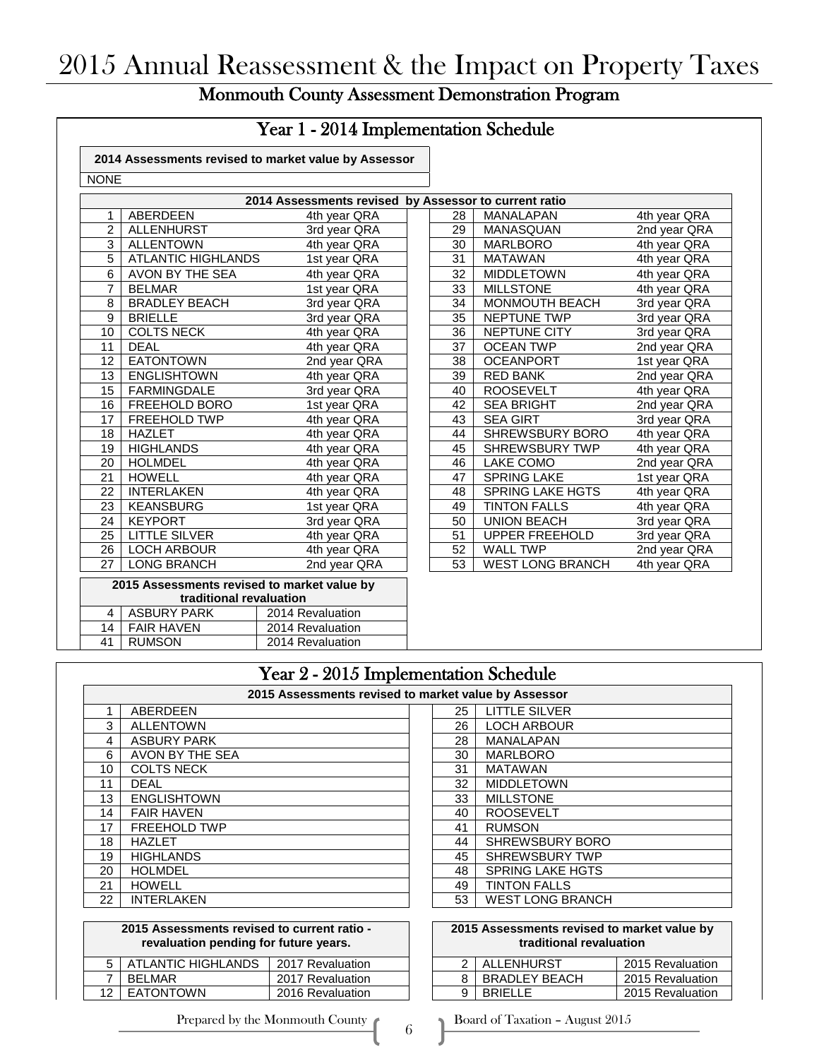# 2015 Annual Reassessment & the Impact on Property Taxes

## Monmouth County Assessment Demonstration Program

### Year 1 - 2014 Implementation Schedule

| 2014 Assessments revised to market value by Assessor |
|---|
| NONE |

**2014 Assessments revised by Assessor to current ratio**

| | | | | | |
|---|---|---|---|---|---|
| 1 | ABERDEEN | 4th year QRA | 28 | MANALAPAN | 4th year QRA |
| 2 | ALLENHURST | 3rd year QRA | 29 | MANASQUAN | 2nd year QRA |
| 3 | ALLENTOWN | 4th year QRA | 30 | MARLBORO | 4th year QRA |
| 5 | ATLANTIC HIGHLANDS | 1st year QRA | 31 | MATAWAN | 4th year QRA |
| 6 | AVON BY THE SEA | 4th year QRA | 32 | MIDDLETOWN | 4th year QRA |
| 7 | BELMAR | 1st year QRA | 33 | MILLSTONE | 4th year QRA |
| 8 | BRADLEY BEACH | 3rd year QRA | 34 | MONMOUTH BEACH | 3rd year QRA |
| 9 | BRIELLE | 3rd year QRA | 35 | NEPTUNE TWP | 3rd year QRA |
| 10 | COLTS NECK | 4th year QRA | 36 | NEPTUNE CITY | 3rd year QRA |
| 11 | DEAL | 4th year QRA | 37 | OCEAN TWP | 2nd year QRA |
| 12 | EATONTOWN | 2nd year QRA | 38 | OCEANPORT | 1st year QRA |
| 13 | ENGLISHTOWN | 4th year QRA | 39 | RED BANK | 2nd year QRA |
| 15 | FARMINGDALE | 3rd year QRA | 40 | ROOSEVELT | 4th year QRA |
| 16 | FREEHOLD BORO | 1st year QRA | 42 | SEA BRIGHT | 2nd year QRA |
| 17 | FREEHOLD TWP | 4th year QRA | 43 | SEA GIRT | 3rd year QRA |
| 18 | HAZLET | 4th year QRA | 44 | SHREWSBURY BORO | 4th year QRA |
| 19 | HIGHLANDS | 4th year QRA | 45 | SHREWSBURY TWP | 4th year QRA |
| 20 | HOLMDEL | 4th year QRA | 46 | LAKE COMO | 2nd year QRA |
| 21 | HOWELL | 4th year QRA | 47 | SPRING LAKE | 1st year QRA |
| 22 | INTERLAKEN | 4th year QRA | 48 | SPRING LAKE HGTS | 4th year QRA |
| 23 | KEANSBURG | 1st year QRA | 49 | TINTON FALLS | 4th year QRA |
| 24 | KEYPORT | 3rd year QRA | 50 | UNION BEACH | 3rd year QRA |
| 25 | LITTLE SILVER | 4th year QRA | 51 | UPPER FREEHOLD | 3rd year QRA |
| 26 | LOCH ARBOUR | 4th year QRA | 52 | WALL TWP | 2nd year QRA |
| 27 | LONG BRANCH | 2nd year QRA | 53 | WEST LONG BRANCH | 4th year QRA |

**2015 Assessments revised to market value by traditional revaluation**

| | | |
|---|---|---|
| 4 | ASBURY PARK | 2014 Revaluation |
| 14 | FAIR HAVEN | 2014 Revaluation |
| 41 | RUMSON | 2014 Revaluation |

### Year 2 - 2015 Implementation Schedule

**2015 Assessments revised to market value by Assessor**

| | | | |
|---|---|---|---|
| 1 | ABERDEEN | 25 | LITTLE SILVER |
| 3 | ALLENTOWN | 26 | LOCH ARBOUR |
| 4 | ASBURY PARK | 28 | MANALAPAN |
| 6 | AVON BY THE SEA | 30 | MARLBORO |
| 10 | COLTS NECK | 31 | MATAWAN |
| 11 | DEAL | 32 | MIDDLETOWN |
| 13 | ENGLISHTOWN | 33 | MILLSTONE |
| 14 | FAIR HAVEN | 40 | ROOSEVELT |
| 17 | FREEHOLD TWP | 41 | RUMSON |
| 18 | HAZLET | 44 | SHREWSBURY BORO |
| 19 | HIGHLANDS | 45 | SHREWSBURY TWP |
| 20 | HOLMDEL | 48 | SPRING LAKE HGTS |
| 21 | HOWELL | 49 | TINTON FALLS |
| 22 | INTERLAKEN | 53 | WEST LONG BRANCH |

**2015 Assessments revised to current ratio - revaluation pending for future years.**

| | | |
|---|---|---|
| 5 | ATLANTIC HIGHLANDS | 2017 Revaluation |
| 7 | BELMAR | 2017 Revaluation |
| 12 | EATONTOWN | 2016 Revaluation |

**2015 Assessments revised to market value by traditional revaluation**

| | | |
|---|---|---|
| 2 | ALLENHURST | 2015 Revaluation |
| 8 | BRADLEY BEACH | 2015 Revaluation |
| 9 | BRIELLE | 2015 Revaluation |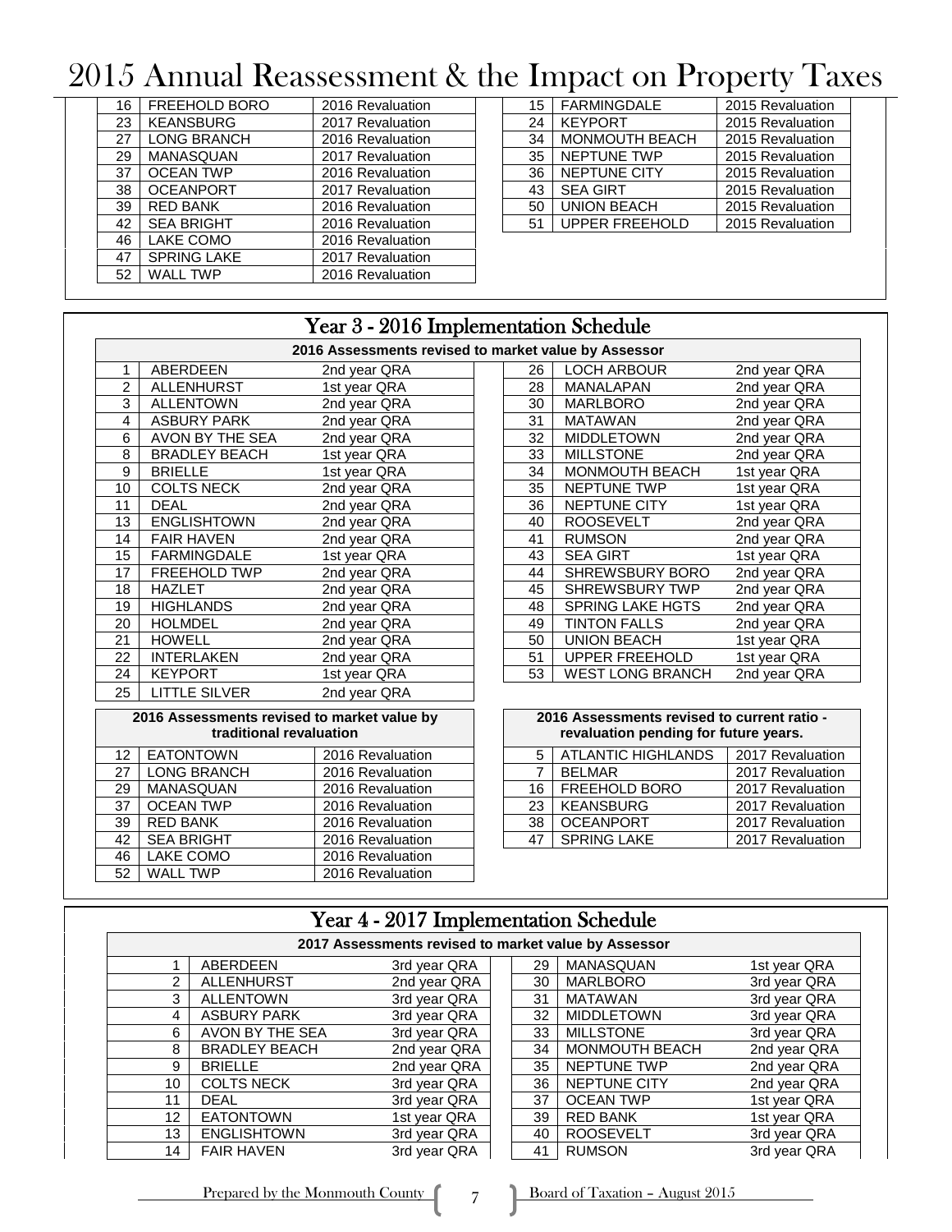# 2015 Annual Reassessment & the Impact on Property Taxes

| | | |
|---|---|---|
| 16 | FREEHOLD BORO | 2016 Revaluation |
| 23 | KEANSBURG | 2017 Revaluation |
| 27 | LONG BRANCH | 2016 Revaluation |
| 29 | MANASQUAN | 2017 Revaluation |
| 37 | OCEAN TWP | 2016 Revaluation |
| 38 | OCEANPORT | 2017 Revaluation |
| 39 | RED BANK | 2016 Revaluation |
| 42 | SEA BRIGHT | 2016 Revaluation |
| 46 | LAKE COMO | 2016 Revaluation |
| 47 | SPRING LAKE | 2017 Revaluation |
| 52 | WALL TWP | 2016 Revaluation |

| | | |
|---|---|---|
| 15 | FARMINGDALE | 2015 Revaluation |
| 24 | KEYPORT | 2015 Revaluation |
| 34 | MONMOUTH BEACH | 2015 Revaluation |
| 35 | NEPTUNE TWP | 2015 Revaluation |
| 36 | NEPTUNE CITY | 2015 Revaluation |
| 43 | SEA GIRT | 2015 Revaluation |
| 50 | UNION BEACH | 2015 Revaluation |
| 51 | UPPER FREEHOLD | 2015 Revaluation |

## Year 3 - 2016 Implementation Schedule

**2016 Assessments revised to market value by Assessor**

| | | |
|---|---|---|
| 1 | ABERDEEN | 2nd year QRA |
| 2 | ALLENHURST | 1st year QRA |
| 3 | ALLENTOWN | 2nd year QRA |
| 4 | ASBURY PARK | 2nd year QRA |
| 6 | AVON BY THE SEA | 2nd year QRA |
| 8 | BRADLEY BEACH | 1st year QRA |
| 9 | BRIELLE | 1st year QRA |
| 10 | COLTS NECK | 2nd year QRA |
| 11 | DEAL | 2nd year QRA |
| 13 | ENGLISHTOWN | 2nd year QRA |
| 14 | FAIR HAVEN | 2nd year QRA |
| 15 | FARMINGDALE | 1st year QRA |
| 17 | FREEHOLD TWP | 2nd year QRA |
| 18 | HAZLET | 2nd year QRA |
| 19 | HIGHLANDS | 2nd year QRA |
| 20 | HOLMDEL | 2nd year QRA |
| 21 | HOWELL | 2nd year QRA |
| 22 | INTERLAKEN | 2nd year QRA |
| 24 | KEYPORT | 1st year QRA |
| 25 | LITTLE SILVER | 2nd year QRA |
| 26 | LOCH ARBOUR | 2nd year QRA |
| 28 | MANALAPAN | 2nd year QRA |
| 30 | MARLBORO | 2nd year QRA |
| 31 | MATAWAN | 2nd year QRA |
| 32 | MIDDLETOWN | 2nd year QRA |
| 33 | MILLSTONE | 2nd year QRA |
| 34 | MONMOUTH BEACH | 1st year QRA |
| 35 | NEPTUNE TWP | 1st year QRA |
| 36 | NEPTUNE CITY | 1st year QRA |
| 40 | ROOSEVELT | 2nd year QRA |
| 41 | RUMSON | 2nd year QRA |
| 43 | SEA GIRT | 1st year QRA |
| 44 | SHREWSBURY BORO | 2nd year QRA |
| 45 | SHREWSBURY TWP | 2nd year QRA |
| 48 | SPRING LAKE HGTS | 2nd year QRA |
| 49 | TINTON FALLS | 2nd year QRA |
| 50 | UNION BEACH | 1st year QRA |
| 51 | UPPER FREEHOLD | 1st year QRA |
| 53 | WEST LONG BRANCH | 2nd year QRA |

**2016 Assessments revised to market value by traditional revaluation**

| | | |
|---|---|---|
| 12 | EATONTOWN | 2016 Revaluation |
| 27 | LONG BRANCH | 2016 Revaluation |
| 29 | MANASQUAN | 2016 Revaluation |
| 37 | OCEAN TWP | 2016 Revaluation |
| 39 | RED BANK | 2016 Revaluation |
| 42 | SEA BRIGHT | 2016 Revaluation |
| 46 | LAKE COMO | 2016 Revaluation |
| 52 | WALL TWP | 2016 Revaluation |

**2016 Assessments revised to current ratio - revaluation pending for future years.**

| | | |
|---|---|---|
| 5 | ATLANTIC HIGHLANDS | 2017 Revaluation |
| 7 | BELMAR | 2017 Revaluation |
| 16 | FREEHOLD BORO | 2017 Revaluation |
| 23 | KEANSBURG | 2017 Revaluation |
| 38 | OCEANPORT | 2017 Revaluation |
| 47 | SPRING LAKE | 2017 Revaluation |

## Year 4 - 2017 Implementation Schedule

**2017 Assessments revised to market value by Assessor**

| | | |
|---|---|---|
| 1 | ABERDEEN | 3rd year QRA |
| 2 | ALLENHURST | 2nd year QRA |
| 3 | ALLENTOWN | 3rd year QRA |
| 4 | ASBURY PARK | 3rd year QRA |
| 6 | AVON BY THE SEA | 3rd year QRA |
| 8 | BRADLEY BEACH | 2nd year QRA |
| 9 | BRIELLE | 2nd year QRA |
| 10 | COLTS NECK | 3rd year QRA |
| 11 | DEAL | 3rd year QRA |
| 12 | EATONTOWN | 1st year QRA |
| 13 | ENGLISHTOWN | 3rd year QRA |
| 14 | FAIR HAVEN | 3rd year QRA |
| 29 | MANASQUAN | 1st year QRA |
| 30 | MARLBORO | 3rd year QRA |
| 31 | MATAWAN | 3rd year QRA |
| 32 | MIDDLETOWN | 3rd year QRA |
| 33 | MILLSTONE | 3rd year QRA |
| 34 | MONMOUTH BEACH | 2nd year QRA |
| 35 | NEPTUNE TWP | 2nd year QRA |
| 36 | NEPTUNE CITY | 2nd year QRA |
| 37 | OCEAN TWP | 1st year QRA |
| 39 | RED BANK | 1st year QRA |
| 40 | ROOSEVELT | 3rd year QRA |
| 41 | RUMSON | 3rd year QRA |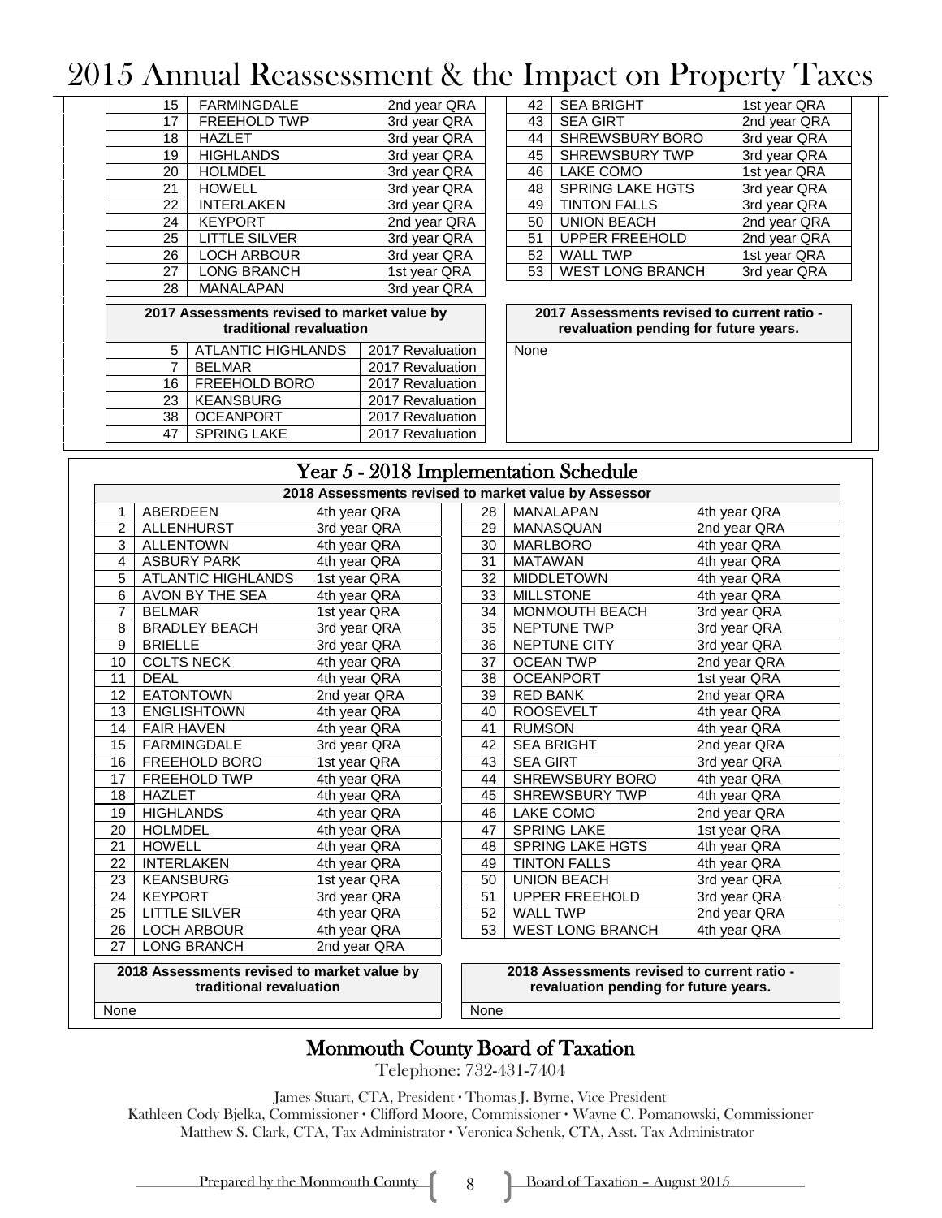# 2015 Annual Reassessment & the Impact on Property Taxes

| | | |
|---|---|---|
| 15 | FARMINGDALE | 2nd year QRA |
| 17 | FREEHOLD TWP | 3rd year QRA |
| 18 | HAZLET | 3rd year QRA |
| 19 | HIGHLANDS | 3rd year QRA |
| 20 | HOLMDEL | 3rd year QRA |
| 21 | HOWELL | 3rd year QRA |
| 22 | INTERLAKEN | 3rd year QRA |
| 24 | KEYPORT | 2nd year QRA |
| 25 | LITTLE SILVER | 3rd year QRA |
| 26 | LOCH ARBOUR | 3rd year QRA |
| 27 | LONG BRANCH | 1st year QRA |
| 28 | MANALAPAN | 3rd year QRA |
| 42 | SEA BRIGHT | 1st year QRA |
| 43 | SEA GIRT | 2nd year QRA |
| 44 | SHREWSBURY BORO | 3rd year QRA |
| 45 | SHREWSBURY TWP | 3rd year QRA |
| 46 | LAKE COMO | 1st year QRA |
| 48 | SPRING LAKE HGTS | 3rd year QRA |
| 49 | TINTON FALLS | 3rd year QRA |
| 50 | UNION BEACH | 2nd year QRA |
| 51 | UPPER FREEHOLD | 2nd year QRA |
| 52 | WALL TWP | 1st year QRA |
| 53 | WEST LONG BRANCH | 3rd year QRA |

| 2017 Assessments revised to market value by traditional revaluation | | |
|---|---|---|
| 5 | ATLANTIC HIGHLANDS | 2017 Revaluation |
| 7 | BELMAR | 2017 Revaluation |
| 16 | FREEHOLD BORO | 2017 Revaluation |
| 23 | KEANSBURG | 2017 Revaluation |
| 38 | OCEANPORT | 2017 Revaluation |
| 47 | SPRING LAKE | 2017 Revaluation |

**2017 Assessments revised to current ratio - revaluation pending for future years.**

None

## Year 5 - 2018 Implementation Schedule

| 2018 Assessments revised to market value by Assessor | | |
|---|---|---|
| 1 | ABERDEEN | 4th year QRA |
| 2 | ALLENHURST | 3rd year QRA |
| 3 | ALLENTOWN | 4th year QRA |
| 4 | ASBURY PARK | 4th year QRA |
| 5 | ATLANTIC HIGHLANDS | 1st year QRA |
| 6 | AVON BY THE SEA | 4th year QRA |
| 7 | BELMAR | 1st year QRA |
| 8 | BRADLEY BEACH | 3rd year QRA |
| 9 | BRIELLE | 3rd year QRA |
| 10 | COLTS NECK | 4th year QRA |
| 11 | DEAL | 4th year QRA |
| 12 | EATONTOWN | 2nd year QRA |
| 13 | ENGLISHTOWN | 4th year QRA |
| 14 | FAIR HAVEN | 4th year QRA |
| 15 | FARMINGDALE | 3rd year QRA |
| 16 | FREEHOLD BORO | 1st year QRA |
| 17 | FREEHOLD TWP | 4th year QRA |
| 18 | HAZLET | 4th year QRA |
| 19 | HIGHLANDS | 4th year QRA |
| 20 | HOLMDEL | 4th year QRA |
| 21 | HOWELL | 4th year QRA |
| 22 | INTERLAKEN | 4th year QRA |
| 23 | KEANSBURG | 1st year QRA |
| 24 | KEYPORT | 3rd year QRA |
| 25 | LITTLE SILVER | 4th year QRA |
| 26 | LOCH ARBOUR | 4th year QRA |
| 27 | LONG BRANCH | 2nd year QRA |
| 28 | MANALAPAN | 4th year QRA |
| 29 | MANASQUAN | 2nd year QRA |
| 30 | MARLBORO | 4th year QRA |
| 31 | MATAWAN | 4th year QRA |
| 32 | MIDDLETOWN | 4th year QRA |
| 33 | MILLSTONE | 4th year QRA |
| 34 | MONMOUTH BEACH | 3rd year QRA |
| 35 | NEPTUNE TWP | 3rd year QRA |
| 36 | NEPTUNE CITY | 3rd year QRA |
| 37 | OCEAN TWP | 2nd year QRA |
| 38 | OCEANPORT | 1st year QRA |
| 39 | RED BANK | 2nd year QRA |
| 40 | ROOSEVELT | 4th year QRA |
| 41 | RUMSON | 4th year QRA |
| 42 | SEA BRIGHT | 2nd year QRA |
| 43 | SEA GIRT | 3rd year QRA |
| 44 | SHREWSBURY BORO | 4th year QRA |
| 45 | SHREWSBURY TWP | 4th year QRA |
| 46 | LAKE COMO | 2nd year QRA |
| 47 | SPRING LAKE | 1st year QRA |
| 48 | SPRING LAKE HGTS | 4th year QRA |
| 49 | TINTON FALLS | 4th year QRA |
| 50 | UNION BEACH | 3rd year QRA |
| 51 | UPPER FREEHOLD | 3rd year QRA |
| 52 | WALL TWP | 2nd year QRA |
| 53 | WEST LONG BRANCH | 4th year QRA |

**2018 Assessments revised to market value by traditional revaluation**

None

**2018 Assessments revised to current ratio - revaluation pending for future years.**

None

## Monmouth County Board of Taxation

Telephone: 732-431-7404

James Stuart, CTA, President • Thomas J. Byrne, Vice President
Kathleen Cody Bjelka, Commissioner • Clifford Moore, Commissioner • Wayne C. Pomanowski, Commissioner
Matthew S. Clark, CTA, Tax Administrator • Veronica Schenk, CTA, Asst. Tax Administrator